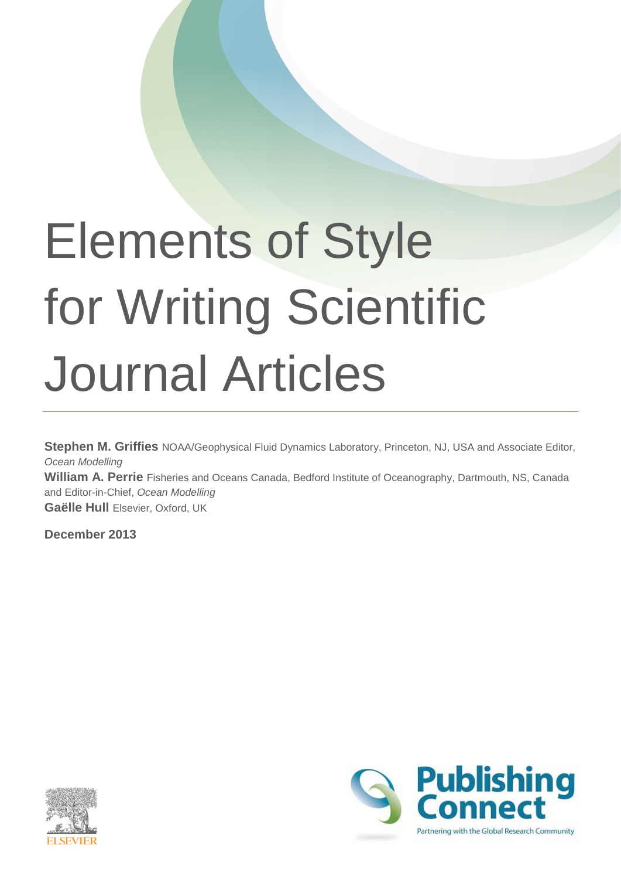# Elements of Style for Writing Scientific Journal Articles

**Stephen M. Griffies** NOAA/Geophysical Fluid Dynamics Laboratory, Princeton, NJ, USA and Associate Editor, *Ocean Modelling*

**William A. Perrie** Fisheries and Oceans Canada, Bedford Institute of Oceanography, Dartmouth, NS, Canada and Editor-in-Chief, *Ocean Modelling*

**Gaëlle Hull** Elsevier, Oxford, UK

**December 2013**

ELSEVIER

Publishing Connect

Partnering with the Global Research Community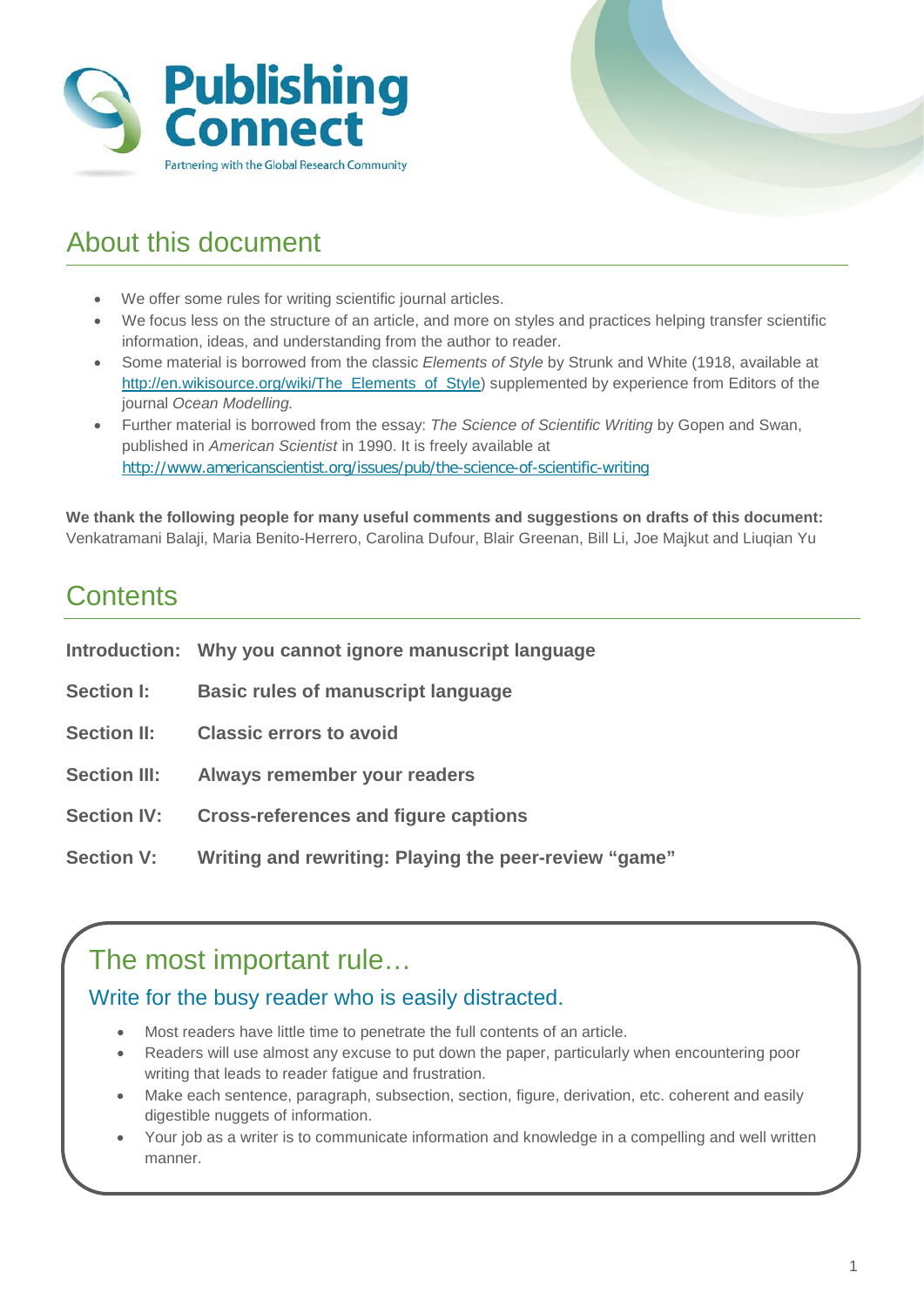## About this document

- We offer some rules for writing scientific journal articles.
- We focus less on the structure of an article, and more on styles and practices helping transfer scientific information, ideas, and understanding from the author to reader.
- Some material is borrowed from the classic *Elements of Style* by Strunk and White (1918, available at http://en.wikisource.org/wiki/The_Elements_of_Style) supplemented by experience from Editors of the journal *Ocean Modelling.*
- Further material is borrowed from the essay: *The Science of Scientific Writing* by Gopen and Swan, published in *American Scientist* in 1990. It is freely available at http://www.americanscientist.org/issues/pub/the-science-of-scientific-writing

**We thank the following people for many useful comments and suggestions on drafts of this document:** Venkatramani Balaji, Maria Benito-Herrero, Carolina Dufour, Blair Greenan, Bill Li, Joe Majkut and Liuqian Yu

## Contents

| | |
|---|---|
| **Introduction:** | **Why you cannot ignore manuscript language** |
| **Section I:** | **Basic rules of manuscript language** |
| **Section II:** | **Classic errors to avoid** |
| **Section III:** | **Always remember your readers** |
| **Section IV:** | **Cross-references and figure captions** |
| **Section V:** | **Writing and rewriting: Playing the peer-review "game"** |

## The most important rule…

### Write for the busy reader who is easily distracted.

- Most readers have little time to penetrate the full contents of an article.
- Readers will use almost any excuse to put down the paper, particularly when encountering poor writing that leads to reader fatigue and frustration.
- Make each sentence, paragraph, subsection, section, figure, derivation, etc. coherent and easily digestible nuggets of information.
- Your job as a writer is to communicate information and knowledge in a compelling and well written manner.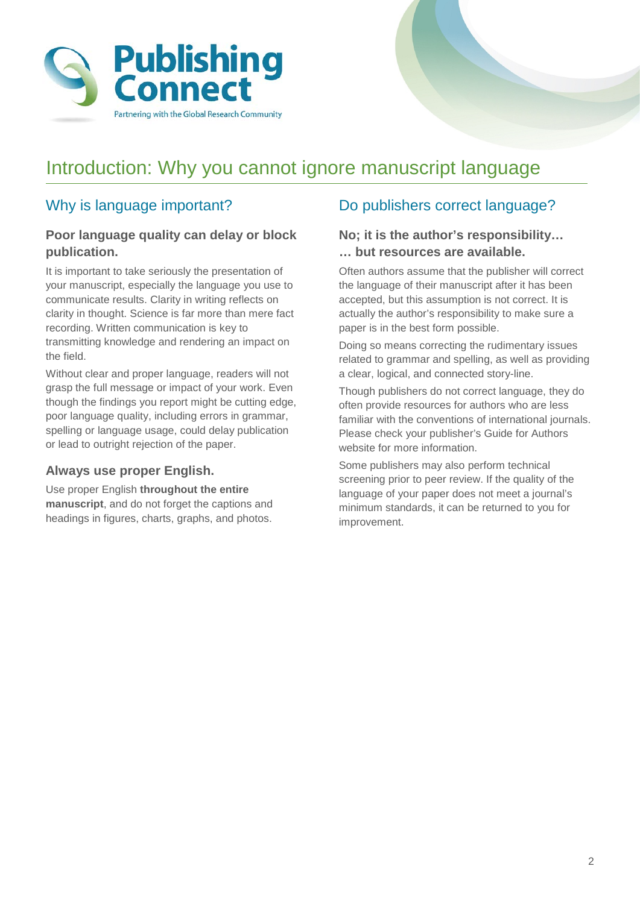# Introduction: Why you cannot ignore manuscript language

## Why is language important?

### Poor language quality can delay or block publication.

It is important to take seriously the presentation of your manuscript, especially the language you use to communicate results. Clarity in writing reflects on clarity in thought. Science is far more than mere fact recording. Written communication is key to transmitting knowledge and rendering an impact on the field.

Without clear and proper language, readers will not grasp the full message or impact of your work. Even though the findings you report might be cutting edge, poor language quality, including errors in grammar, spelling or language usage, could delay publication or lead to outright rejection of the paper.

### Always use proper English.

Use proper English **throughout the entire manuscript**, and do not forget the captions and headings in figures, charts, graphs, and photos.

## Do publishers correct language?

### No; it is the author's responsibility… … but resources are available.

Often authors assume that the publisher will correct the language of their manuscript after it has been accepted, but this assumption is not correct. It is actually the author's responsibility to make sure a paper is in the best form possible.

Doing so means correcting the rudimentary issues related to grammar and spelling, as well as providing a clear, logical, and connected story-line.

Though publishers do not correct language, they do often provide resources for authors who are less familiar with the conventions of international journals. Please check your publisher's Guide for Authors website for more information.

Some publishers may also perform technical screening prior to peer review. If the quality of the language of your paper does not meet a journal's minimum standards, it can be returned to you for improvement.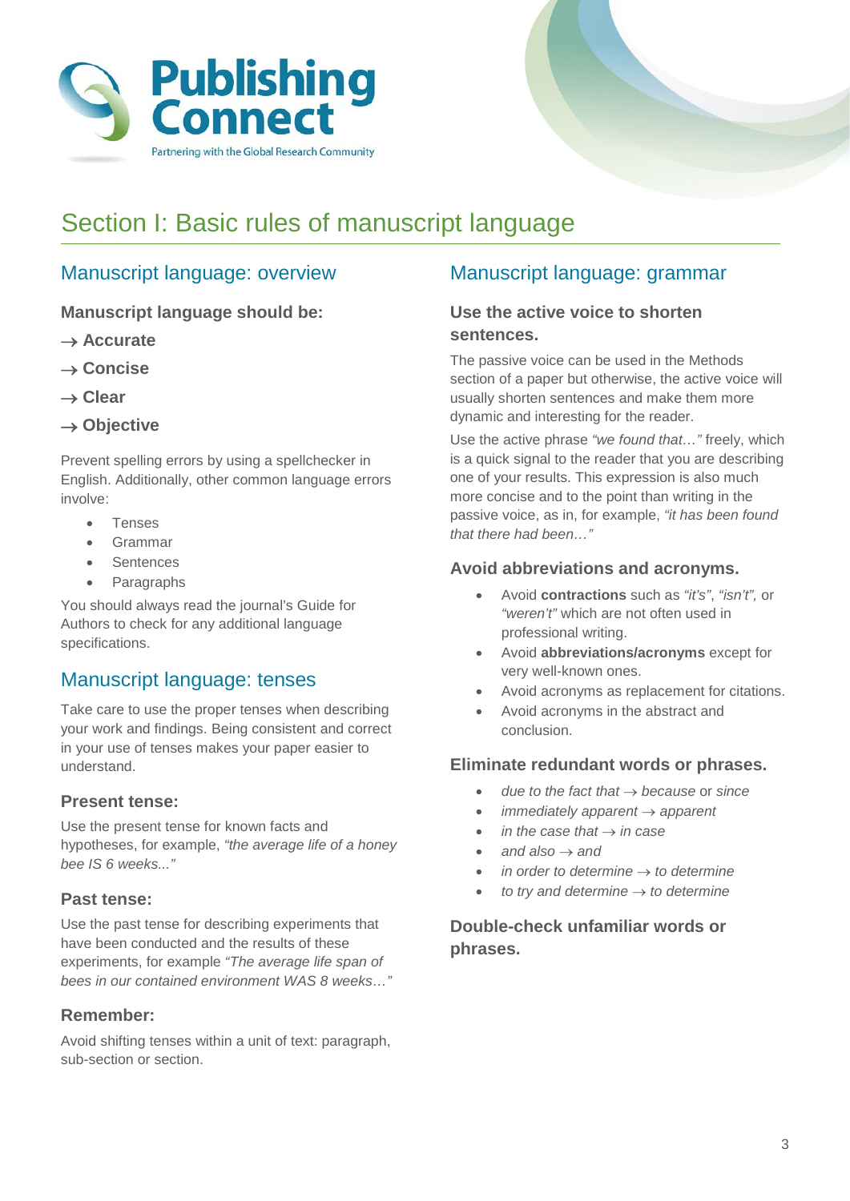# Section I: Basic rules of manuscript language

## Manuscript language: overview

**Manuscript language should be:**

→ **Accurate**

→ **Concise**

→ **Clear**

→ **Objective**

Prevent spelling errors by using a spellchecker in English. Additionally, other common language errors involve:

- Tenses
- Grammar
- Sentences
- Paragraphs

You should always read the journal's Guide for Authors to check for any additional language specifications.

## Manuscript language: tenses

Take care to use the proper tenses when describing your work and findings. Being consistent and correct in your use of tenses makes your paper easier to understand.

### Present tense:

Use the present tense for known facts and hypotheses, for example, *"the average life of a honey bee IS 6 weeks..."*

### Past tense:

Use the past tense for describing experiments that have been conducted and the results of these experiments, for example *"The average life span of bees in our contained environment WAS 8 weeks…"*

### Remember:

Avoid shifting tenses within a unit of text: paragraph, sub-section or section.

## Manuscript language: grammar

### Use the active voice to shorten sentences.

The passive voice can be used in the Methods section of a paper but otherwise, the active voice will usually shorten sentences and make them more dynamic and interesting for the reader.

Use the active phrase *"we found that…"* freely, which is a quick signal to the reader that you are describing one of your results. This expression is also much more concise and to the point than writing in the passive voice, as in, for example, *"it has been found that there had been…"*

### Avoid abbreviations and acronyms.

- Avoid **contractions** such as *"it's"*, *"isn't"*, or *"weren't"* which are not often used in professional writing.
- Avoid **abbreviations/acronyms** except for very well-known ones.
- Avoid acronyms as replacement for citations.
- Avoid acronyms in the abstract and conclusion.

### Eliminate redundant words or phrases.

- *due to the fact that* → *because* or *since*
- *immediately apparent* → *apparent*
- *in the case that* → *in case*
- *and also* → *and*
- *in order to determine* → *to determine*
- *to try and determine* → *to determine*

### Double-check unfamiliar words or phrases.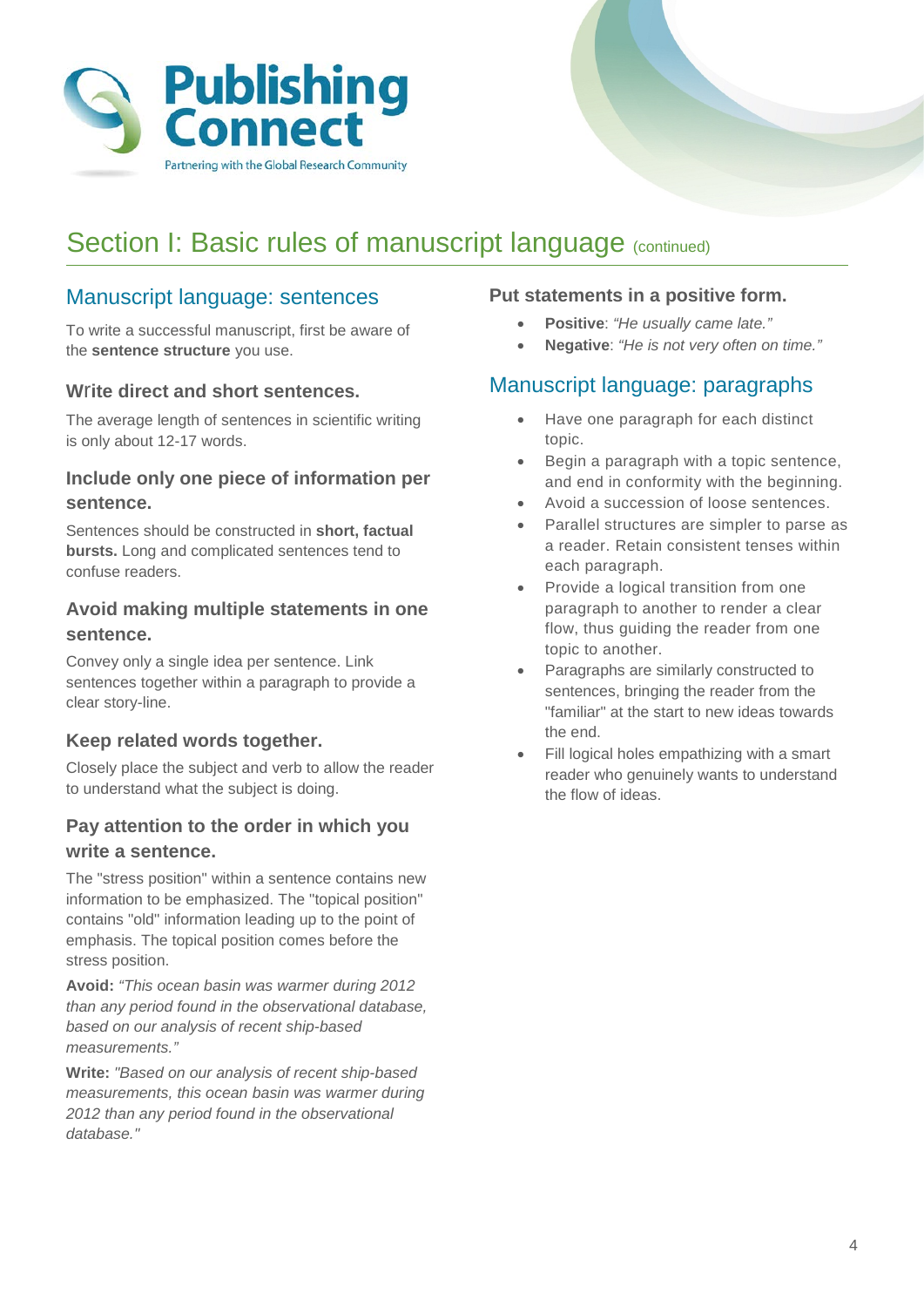# Section I: Basic rules of manuscript language (continued)

## Manuscript language: sentences

To write a successful manuscript, first be aware of the **sentence structure** you use.

### Write direct and short sentences.

The average length of sentences in scientific writing is only about 12-17 words.

### Include only one piece of information per sentence.

Sentences should be constructed in **short, factual bursts.** Long and complicated sentences tend to confuse readers.

### Avoid making multiple statements in one sentence.

Convey only a single idea per sentence. Link sentences together within a paragraph to provide a clear story-line.

### Keep related words together.

Closely place the subject and verb to allow the reader to understand what the subject is doing.

### Pay attention to the order in which you write a sentence.

The "stress position" within a sentence contains new information to be emphasized. The "topical position" contains "old" information leading up to the point of emphasis. The topical position comes before the stress position.

**Avoid:** *"This ocean basin was warmer during 2012 than any period found in the observational database, based on our analysis of recent ship-based measurements."*

**Write:** *"Based on our analysis of recent ship-based measurements, this ocean basin was warmer during 2012 than any period found in the observational database."*

### Put statements in a positive form.

- **Positive**: *"He usually came late."*
- **Negative**: *"He is not very often on time."*

## Manuscript language: paragraphs

- Have one paragraph for each distinct topic.
- Begin a paragraph with a topic sentence, and end in conformity with the beginning.
- Avoid a succession of loose sentences.
- Parallel structures are simpler to parse as a reader. Retain consistent tenses within each paragraph.
- Provide a logical transition from one paragraph to another to render a clear flow, thus guiding the reader from one topic to another.
- Paragraphs are similarly constructed to sentences, bringing the reader from the "familiar" at the start to new ideas towards the end.
- Fill logical holes empathizing with a smart reader who genuinely wants to understand the flow of ideas.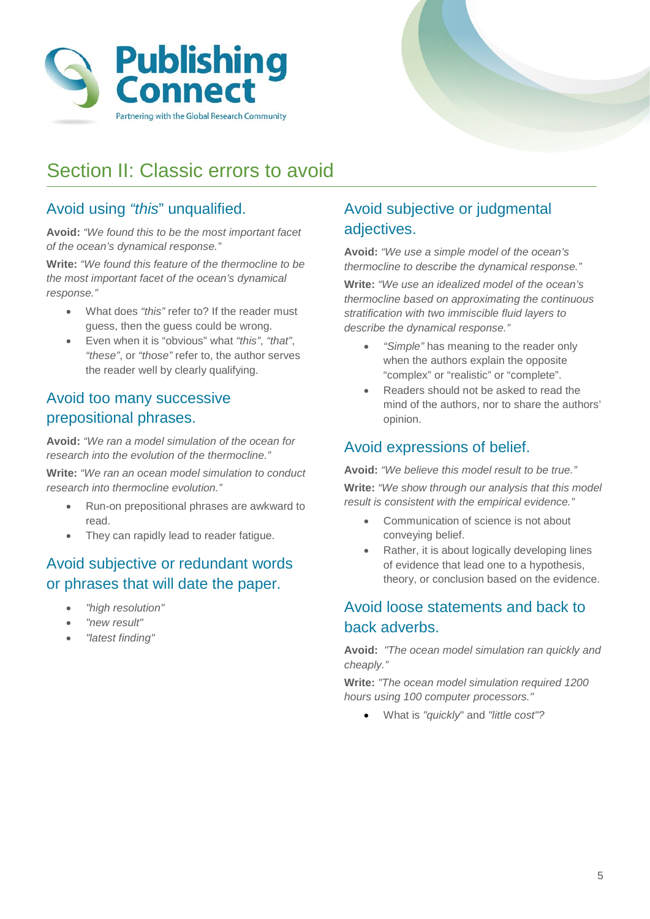# Section II: Classic errors to avoid

## Avoid using *"this*" unqualified.

**Avoid:** *"We found this to be the most important facet of the ocean's dynamical response."*

**Write:** *"We found this feature of the thermocline to be the most important facet of the ocean's dynamical response."*

- What does *"this"* refer to? If the reader must guess, then the guess could be wrong.
- Even when it is "obvious" what *"this"*, *"that"*, *"these"*, or *"those"* refer to, the author serves the reader well by clearly qualifying.

## Avoid too many successive prepositional phrases.

**Avoid:** *"We ran a model simulation of the ocean for research into the evolution of the thermocline."*

**Write:** *"We ran an ocean model simulation to conduct research into thermocline evolution."*

- Run-on prepositional phrases are awkward to read.
- They can rapidly lead to reader fatigue.

## Avoid subjective or redundant words or phrases that will date the paper.

- *"high resolution"*
- *"new result"*
- *"latest finding"*

## Avoid subjective or judgmental adjectives.

**Avoid:** *"We use a simple model of the ocean's thermocline to describe the dynamical response."*

**Write:** *"We use an idealized model of the ocean's thermocline based on approximating the continuous stratification with two immiscible fluid layers to describe the dynamical response."*

- *"Simple"* has meaning to the reader only when the authors explain the opposite "complex" or "realistic" or "complete".
- Readers should not be asked to read the mind of the authors, nor to share the authors' opinion.

## Avoid expressions of belief.

**Avoid:** *"We believe this model result to be true."*

**Write:** *"We show through our analysis that this model result is consistent with the empirical evidence."*

- Communication of science is not about conveying belief.
- Rather, it is about logically developing lines of evidence that lead one to a hypothesis, theory, or conclusion based on the evidence.

## Avoid loose statements and back to back adverbs.

**Avoid:** *"The ocean model simulation ran quickly and cheaply."*

**Write:** *"The ocean model simulation required 1200 hours using 100 computer processors."*

- What is *"quickly"* and *"little cost"*?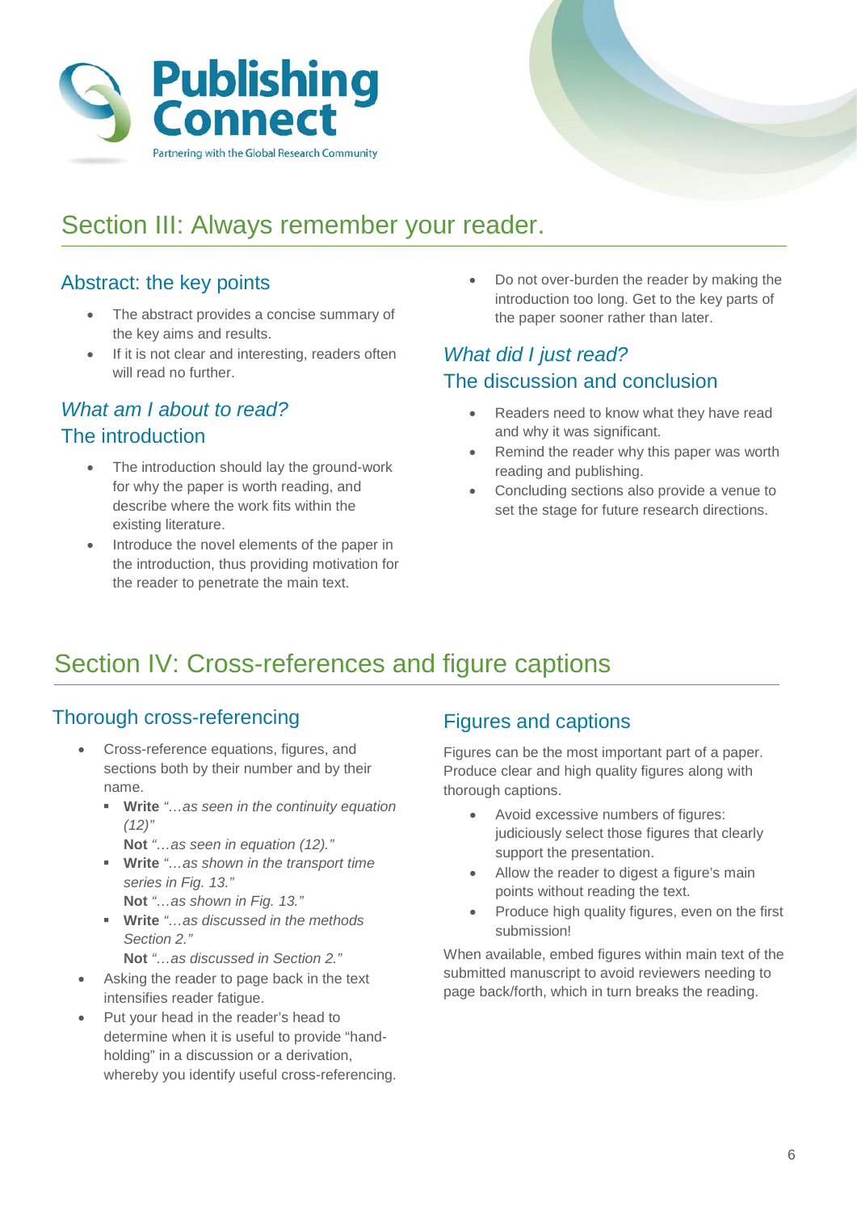# Section III: Always remember your reader.

## Abstract: the key points

- The abstract provides a concise summary of the key aims and results.
- If it is not clear and interesting, readers often will read no further.

## *What am I about to read?*
## The introduction

- The introduction should lay the ground-work for why the paper is worth reading, and describe where the work fits within the existing literature.
- Introduce the novel elements of the paper in the introduction, thus providing motivation for the reader to penetrate the main text.
- Do not over-burden the reader by making the introduction too long. Get to the key parts of the paper sooner rather than later.

## *What did I just read?*
## The discussion and conclusion

- Readers need to know what they have read and why it was significant.
- Remind the reader why this paper was worth reading and publishing.
- Concluding sections also provide a venue to set the stage for future research directions.

# Section IV: Cross-references and figure captions

## Thorough cross-referencing

- Cross-reference equations, figures, and sections both by their number and by their name.
  - **Write** *"…as seen in the continuity equation (12)"*
    **Not** *"…as seen in equation (12)."*
  - **Write** *"…as shown in the transport time series in Fig. 13."*
    **Not** *"…as shown in Fig. 13."*
  - **Write** *"…as discussed in the methods Section 2."*
    **Not** *"…as discussed in Section 2."*
- Asking the reader to page back in the text intensifies reader fatigue.
- Put your head in the reader's head to determine when it is useful to provide "hand-holding" in a discussion or a derivation, whereby you identify useful cross-referencing.

## Figures and captions

Figures can be the most important part of a paper. Produce clear and high quality figures along with thorough captions.

- Avoid excessive numbers of figures: judiciously select those figures that clearly support the presentation.
- Allow the reader to digest a figure's main points without reading the text.
- Produce high quality figures, even on the first submission!

When available, embed figures within main text of the submitted manuscript to avoid reviewers needing to page back/forth, which in turn breaks the reading.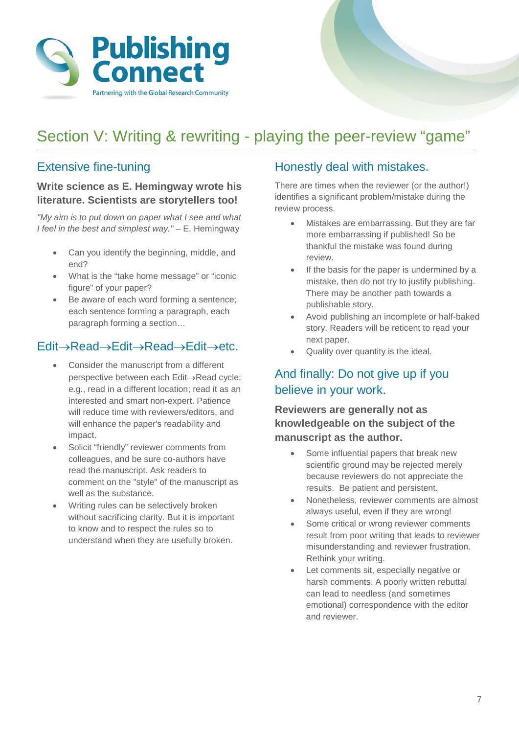# Section V: Writing & rewriting - playing the peer-review "game"

## Extensive fine-tuning

### Write science as E. Hemingway wrote his literature. Scientists are storytellers too!

*"My aim is to put down on paper what I see and what I feel in the best and simplest way."* – E. Hemingway

- Can you identify the beginning, middle, and end?
- What is the "take home message" or "iconic figure" of your paper?
- Be aware of each word forming a sentence; each sentence forming a paragraph, each paragraph forming a section…

## Edit→Read→Edit→Read→Edit→etc.

- Consider the manuscript from a different perspective between each Edit→Read cycle: e.g., read in a different location; read it as an interested and smart non-expert. Patience will reduce time with reviewers/editors, and will enhance the paper's readability and impact.
- Solicit "friendly" reviewer comments from colleagues, and be sure co-authors have read the manuscript. Ask readers to comment on the "style" of the manuscript as well as the substance.
- Writing rules can be selectively broken without sacrificing clarity. But it is important to know and to respect the rules so to understand when they are usefully broken.

## Honestly deal with mistakes.

There are times when the reviewer (or the author!) identifies a significant problem/mistake during the review process.

- Mistakes are embarrassing. But they are far more embarrassing if published! So be thankful the mistake was found during review.
- If the basis for the paper is undermined by a mistake, then do not try to justify publishing. There may be another path towards a publishable story.
- Avoid publishing an incomplete or half-baked story. Readers will be reticent to read your next paper.
- Quality over quantity is the ideal.

## And finally: Do not give up if you believe in your work.

### Reviewers are generally not as knowledgeable on the subject of the manuscript as the author.

- Some influential papers that break new scientific ground may be rejected merely because reviewers do not appreciate the results. Be patient and persistent.
- Nonetheless, reviewer comments are almost always useful, even if they are wrong!
- Some critical or wrong reviewer comments result from poor writing that leads to reviewer misunderstanding and reviewer frustration. Rethink your writing.
- Let comments sit, especially negative or harsh comments. A poorly written rebuttal can lead to needless (and sometimes emotional) correspondence with the editor and reviewer.